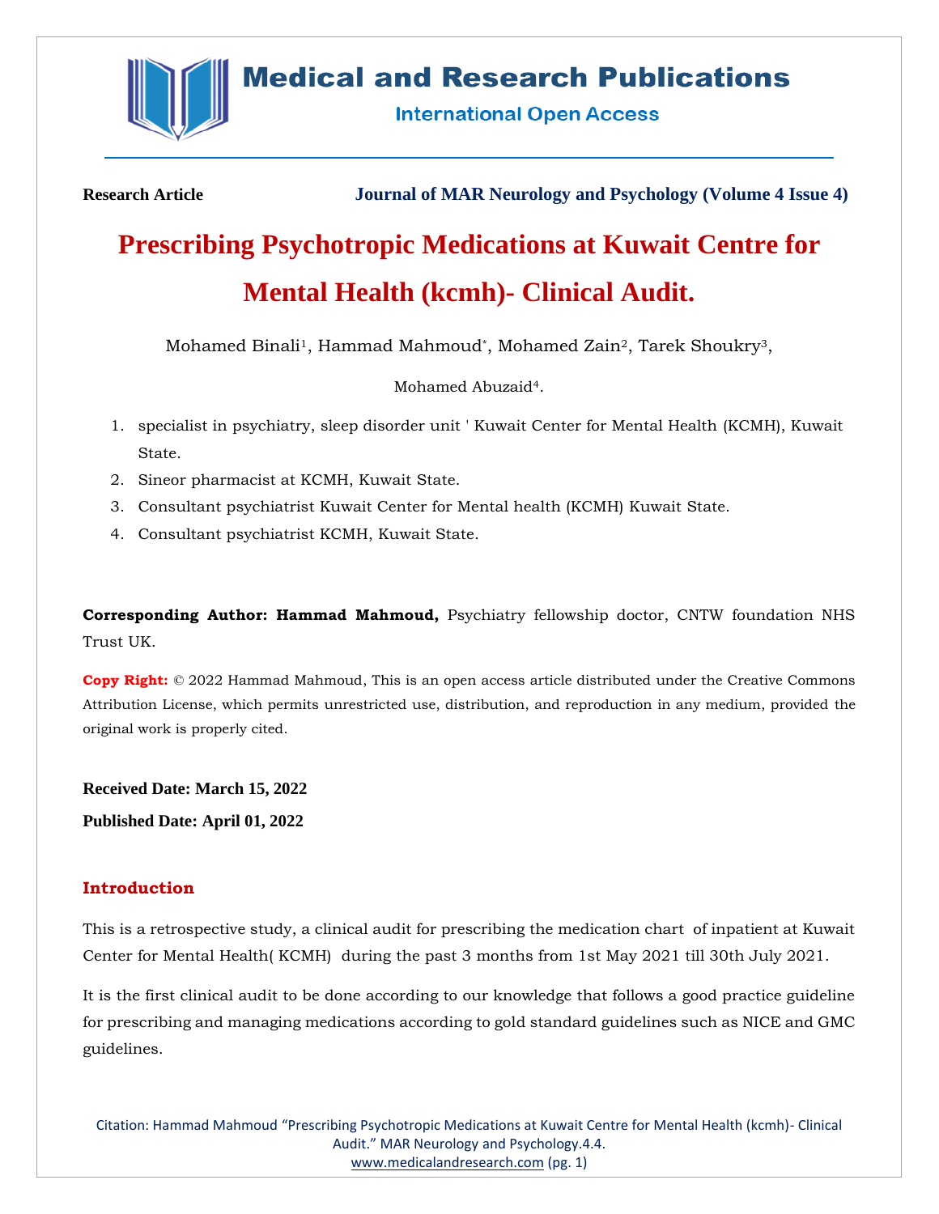**Research Article** **Journal of MAR Neurology and Psychology (Volume 4 Issue 4)**

# Prescribing Psychotropic Medications at Kuwait Centre for Mental Health (kcmh)- Clinical Audit.

Mohamed Binali[1], Hammad Mahmoud[*], Mohamed Zain[2], Tarek Shoukry[3], Mohamed Abuzaid[4].

1. specialist in psychiatry, sleep disorder unit ' Kuwait Center for Mental Health (KCMH), Kuwait State.
2. Sineor pharmacist at KCMH, Kuwait State.
3. Consultant psychiatrist Kuwait Center for Mental health (KCMH) Kuwait State.
4. Consultant psychiatrist KCMH, Kuwait State.

**Corresponding Author: Hammad Mahmoud,** Psychiatry fellowship doctor, CNTW foundation NHS Trust UK.

**Copy Right:** © 2022 Hammad Mahmoud, This is an open access article distributed under the Creative Commons Attribution License, which permits unrestricted use, distribution, and reproduction in any medium, provided the original work is properly cited.

**Received Date: March 15, 2022**

**Published Date: April 01, 2022**

## Introduction

This is a retrospective study, a clinical audit for prescribing the medication chart of inpatient at Kuwait Center for Mental Health( KCMH) during the past 3 months from 1st May 2021 till 30th July 2021.

It is the first clinical audit to be done according to our knowledge that follows a good practice guideline for prescribing and managing medications according to gold standard guidelines such as NICE and GMC guidelines.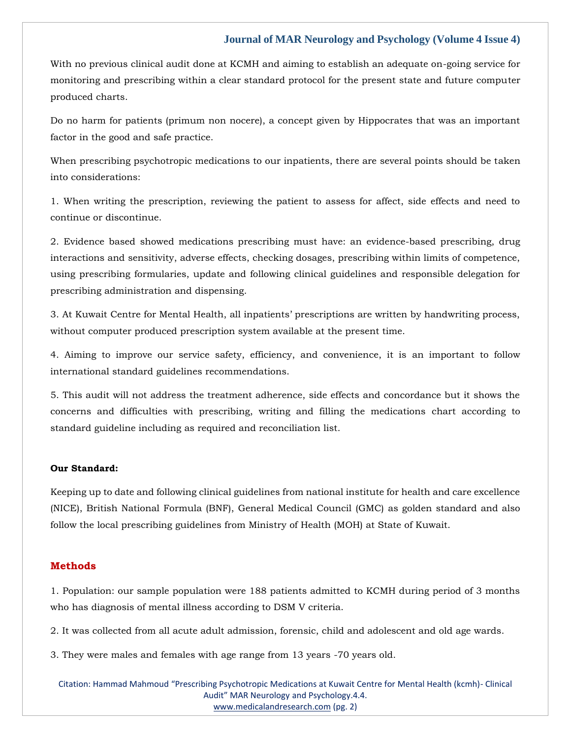With no previous clinical audit done at KCMH and aiming to establish an adequate on-going service for monitoring and prescribing within a clear standard protocol for the present state and future computer produced charts.

Do no harm for patients (primum non nocere), a concept given by Hippocrates that was an important factor in the good and safe practice.

When prescribing psychotropic medications to our inpatients, there are several points should be taken into considerations:

1. When writing the prescription, reviewing the patient to assess for affect, side effects and need to continue or discontinue.

2. Evidence based showed medications prescribing must have: an evidence-based prescribing, drug interactions and sensitivity, adverse effects, checking dosages, prescribing within limits of competence, using prescribing formularies, update and following clinical guidelines and responsible delegation for prescribing administration and dispensing.

3. At Kuwait Centre for Mental Health, all inpatients' prescriptions are written by handwriting process, without computer produced prescription system available at the present time.

4. Aiming to improve our service safety, efficiency, and convenience, it is an important to follow international standard guidelines recommendations.

5. This audit will not address the treatment adherence, side effects and concordance but it shows the concerns and difficulties with prescribing, writing and filling the medications chart according to standard guideline including as required and reconciliation list.

**Our Standard:**

Keeping up to date and following clinical guidelines from national institute for health and care excellence (NICE), British National Formula (BNF), General Medical Council (GMC) as golden standard and also follow the local prescribing guidelines from Ministry of Health (MOH) at State of Kuwait.

## Methods

1. Population: our sample population were 188 patients admitted to KCMH during period of 3 months who has diagnosis of mental illness according to DSM V criteria.

2. It was collected from all acute adult admission, forensic, child and adolescent and old age wards.

3. They were males and females with age range from 13 years -70 years old.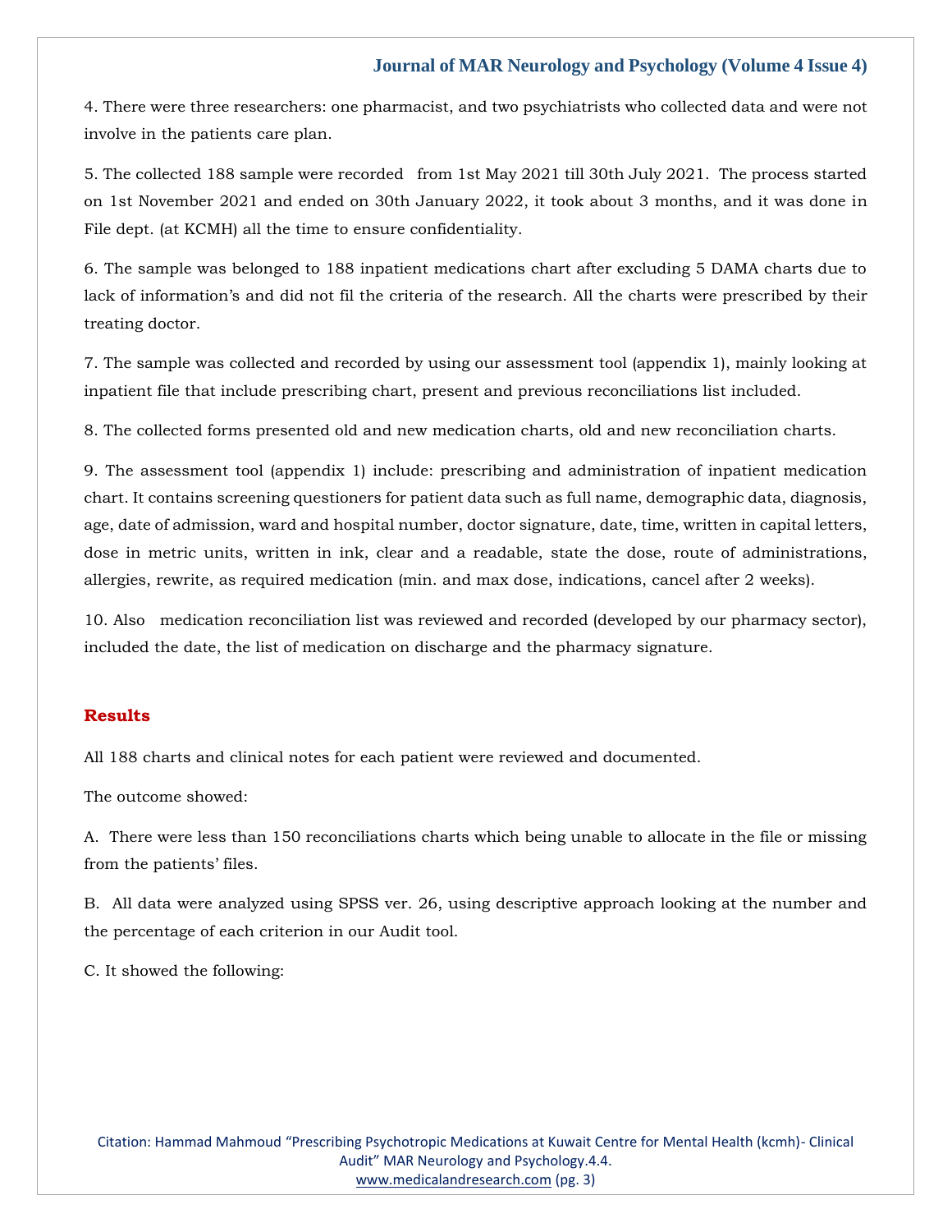4. There were three researchers: one pharmacist, and two psychiatrists who collected data and were not involve in the patients care plan.

5. The collected 188 sample were recorded from 1st May 2021 till 30th July 2021. The process started on 1st November 2021 and ended on 30th January 2022, it took about 3 months, and it was done in File dept. (at KCMH) all the time to ensure confidentiality.

6. The sample was belonged to 188 inpatient medications chart after excluding 5 DAMA charts due to lack of information's and did not fil the criteria of the research. All the charts were prescribed by their treating doctor.

7. The sample was collected and recorded by using our assessment tool (appendix 1), mainly looking at inpatient file that include prescribing chart, present and previous reconciliations list included.

8. The collected forms presented old and new medication charts, old and new reconciliation charts.

9. The assessment tool (appendix 1) include: prescribing and administration of inpatient medication chart. It contains screening questioners for patient data such as full name, demographic data, diagnosis, age, date of admission, ward and hospital number, doctor signature, date, time, written in capital letters, dose in metric units, written in ink, clear and a readable, state the dose, route of administrations, allergies, rewrite, as required medication (min. and max dose, indications, cancel after 2 weeks).

10. Also medication reconciliation list was reviewed and recorded (developed by our pharmacy sector), included the date, the list of medication on discharge and the pharmacy signature.

## Results

All 188 charts and clinical notes for each patient were reviewed and documented.

The outcome showed:

A. There were less than 150 reconciliations charts which being unable to allocate in the file or missing from the patients' files.

B. All data were analyzed using SPSS ver. 26, using descriptive approach looking at the number and the percentage of each criterion in our Audit tool.

C. It showed the following: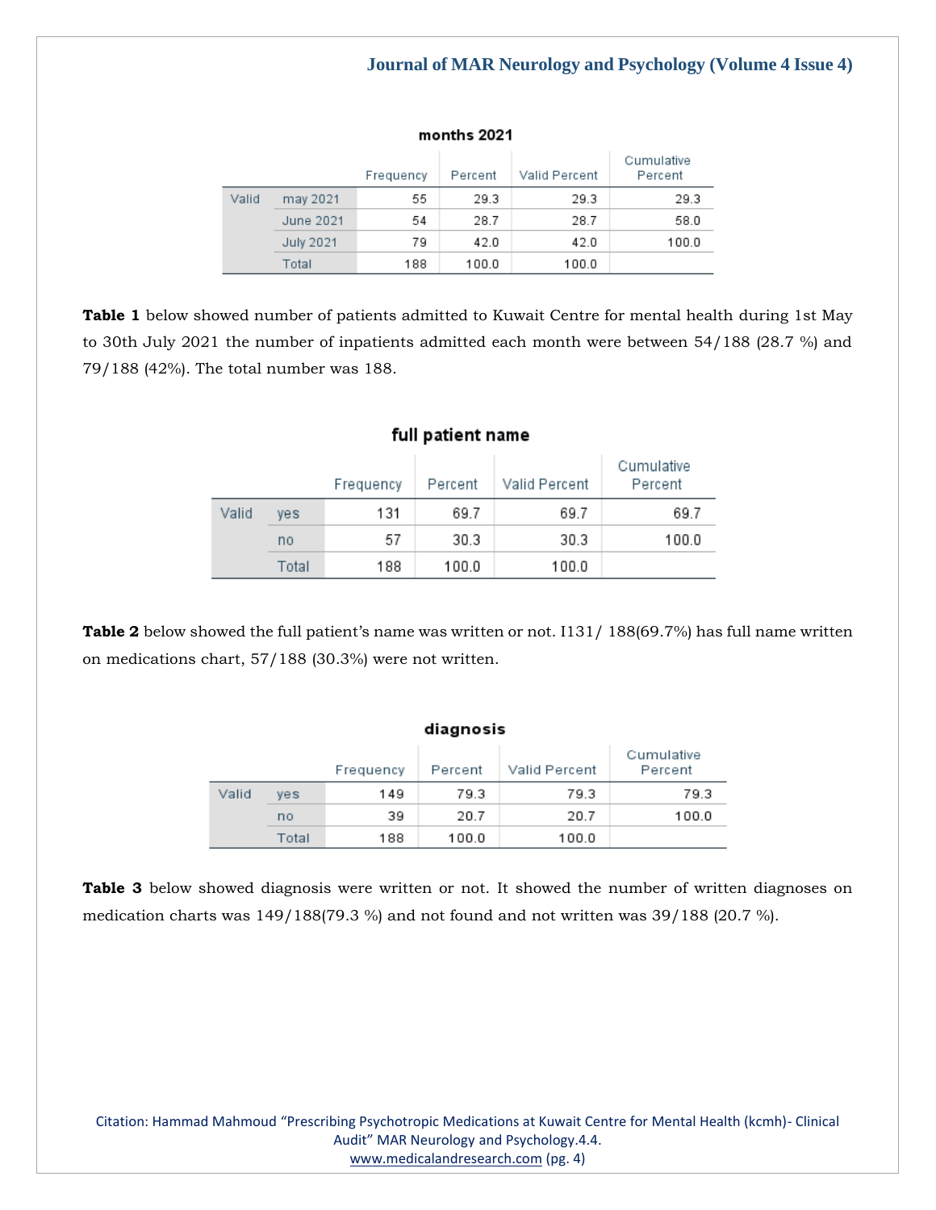**months 2021**

| | | Frequency | Percent | Valid Percent | Cumulative Percent |
|---|---|---|---|---|---|
| Valid | may 2021 | 55 | 29.3 | 29.3 | 29.3 |
| | June 2021 | 54 | 28.7 | 28.7 | 58.0 |
| | July 2021 | 79 | 42.0 | 42.0 | 100.0 |
| | Total | 188 | 100.0 | 100.0 | |

**Table 1** below showed number of patients admitted to Kuwait Centre for mental health during 1st May to 30th July 2021 the number of inpatients admitted each month were between 54/188 (28.7 %) and 79/188 (42%). The total number was 188.

**full patient name**

| | | Frequency | Percent | Valid Percent | Cumulative Percent |
|---|---|---|---|---|---|
| Valid | yes | 131 | 69.7 | 69.7 | 69.7 |
| | no | 57 | 30.3 | 30.3 | 100.0 |
| | Total | 188 | 100.0 | 100.0 | |

**Table 2** below showed the full patient's name was written or not. I131/ 188(69.7%) has full name written on medications chart, 57/188 (30.3%) were not written.

**diagnosis**

| | | Frequency | Percent | Valid Percent | Cumulative Percent |
|---|---|---|---|---|---|
| Valid | yes | 149 | 79.3 | 79.3 | 79.3 |
| | no | 39 | 20.7 | 20.7 | 100.0 |
| | Total | 188 | 100.0 | 100.0 | |

**Table 3** below showed diagnosis were written or not. It showed the number of written diagnoses on medication charts was 149/188(79.3 %) and not found and not written was 39/188 (20.7 %).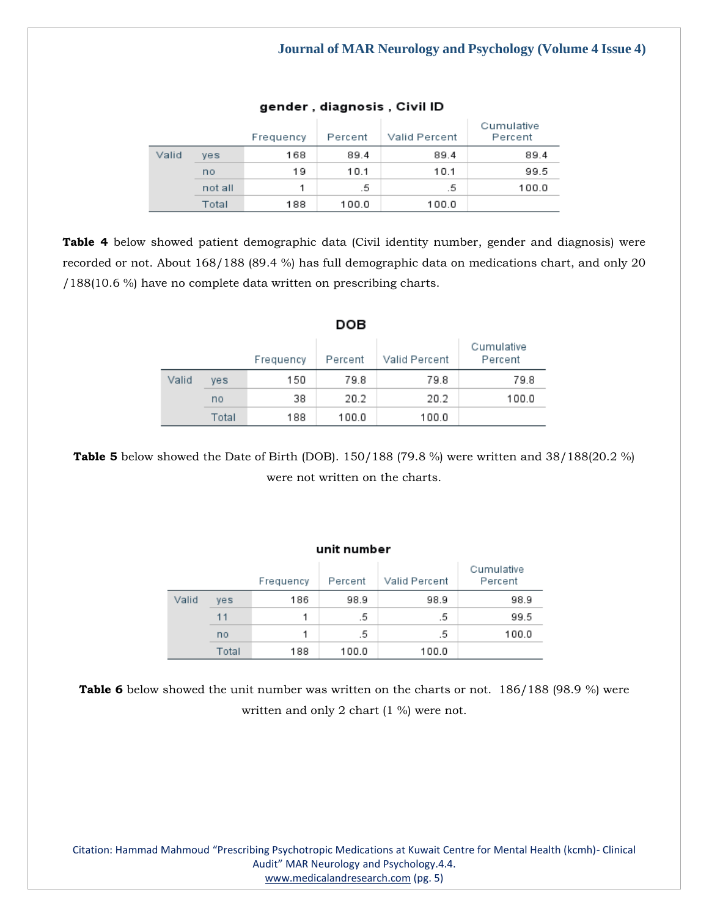**gender , diagnosis , Civil ID**

| | | Frequency | Percent | Valid Percent | Cumulative Percent |
|---|---|---|---|---|---|
| Valid | yes | 168 | 89.4 | 89.4 | 89.4 |
| | no | 19 | 10.1 | 10.1 | 99.5 |
| | not all | 1 | .5 | .5 | 100.0 |
| | Total | 188 | 100.0 | 100.0 | |

**Table 4** below showed patient demographic data (Civil identity number, gender and diagnosis) were recorded or not. About 168/188 (89.4 %) has full demographic data on medications chart, and only 20 /188(10.6 %) have no complete data written on prescribing charts.

**DOB**

| | | Frequency | Percent | Valid Percent | Cumulative Percent |
|---|---|---|---|---|---|
| Valid | yes | 150 | 79.8 | 79.8 | 79.8 |
| | no | 38 | 20.2 | 20.2 | 100.0 |
| | Total | 188 | 100.0 | 100.0 | |

**Table 5** below showed the Date of Birth (DOB). 150/188 (79.8 %) were written and 38/188(20.2 %) were not written on the charts.

**unit number**

| | | Frequency | Percent | Valid Percent | Cumulative Percent |
|---|---|---|---|---|---|
| Valid | yes | 186 | 98.9 | 98.9 | 98.9 |
| | 11 | 1 | .5 | .5 | 99.5 |
| | no | 1 | .5 | .5 | 100.0 |
| | Total | 188 | 100.0 | 100.0 | |

**Table 6** below showed the unit number was written on the charts or not. 186/188 (98.9 %) were written and only 2 chart (1 %) were not.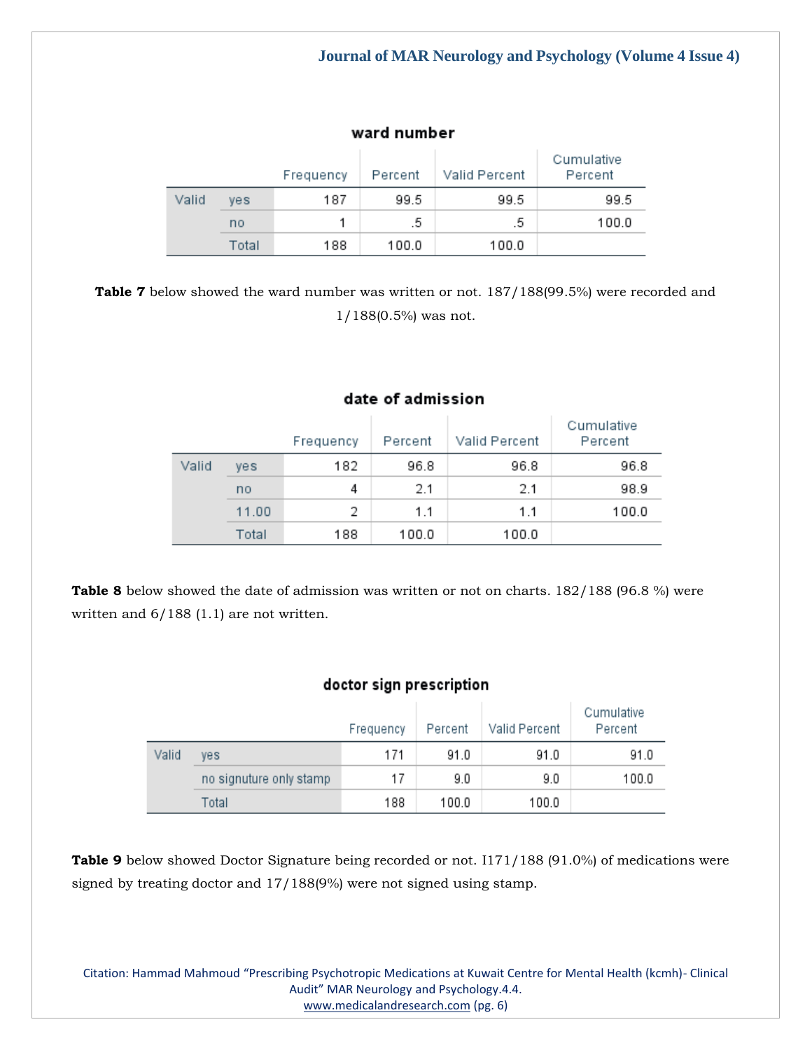**ward number**

| | | Frequency | Percent | Valid Percent | Cumulative Percent |
|---|---|---|---|---|---|
| Valid | yes | 187 | 99.5 | 99.5 | 99.5 |
| | no | 1 | .5 | .5 | 100.0 |
| | Total | 188 | 100.0 | 100.0 | |

**Table 7** below showed the ward number was written or not. 187/188(99.5%) were recorded and 1/188(0.5%) was not.

**date of admission**

| | | Frequency | Percent | Valid Percent | Cumulative Percent |
|---|---|---|---|---|---|
| Valid | yes | 182 | 96.8 | 96.8 | 96.8 |
| | no | 4 | 2.1 | 2.1 | 98.9 |
| | 11.00 | 2 | 1.1 | 1.1 | 100.0 |
| | Total | 188 | 100.0 | 100.0 | |

**Table 8** below showed the date of admission was written or not on charts. 182/188 (96.8 %) were written and 6/188 (1.1) are not written.

**doctor sign prescription**

| | | Frequency | Percent | Valid Percent | Cumulative Percent |
|---|---|---|---|---|---|
| Valid | yes | 171 | 91.0 | 91.0 | 91.0 |
| | no signuture only stamp | 17 | 9.0 | 9.0 | 100.0 |
| | Total | 188 | 100.0 | 100.0 | |

**Table 9** below showed Doctor Signature being recorded or not. I171/188 (91.0%) of medications were signed by treating doctor and 17/188(9%) were not signed using stamp.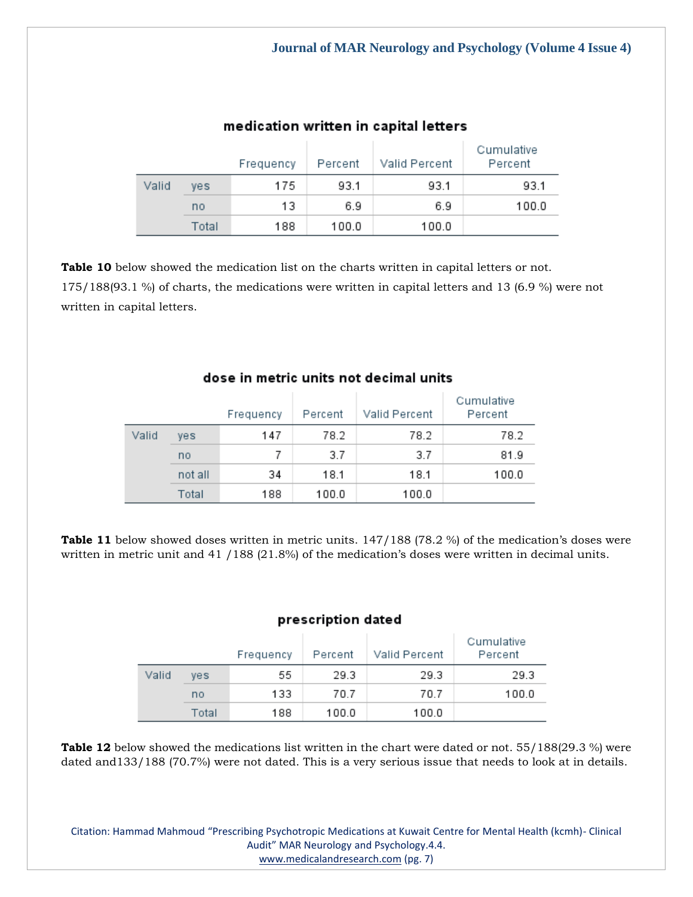**medication written in capital letters**

| | | Frequency | Percent | Valid Percent | Cumulative Percent |
|---|---|---|---|---|---|
| Valid | yes | 175 | 93.1 | 93.1 | 93.1 |
| | no | 13 | 6.9 | 6.9 | 100.0 |
| | Total | 188 | 100.0 | 100.0 | |

**Table 10** below showed the medication list on the charts written in capital letters or not. 175/188(93.1 %) of charts, the medications were written in capital letters and 13 (6.9 %) were not written in capital letters.

**dose in metric units not decimal units**

| | | Frequency | Percent | Valid Percent | Cumulative Percent |
|---|---|---|---|---|---|
| Valid | yes | 147 | 78.2 | 78.2 | 78.2 |
| | no | 7 | 3.7 | 3.7 | 81.9 |
| | not all | 34 | 18.1 | 18.1 | 100.0 |
| | Total | 188 | 100.0 | 100.0 | |

**Table 11** below showed doses written in metric units. 147/188 (78.2 %) of the medication's doses were written in metric unit and 41 /188 (21.8%) of the medication's doses were written in decimal units.

**prescription dated**

| | | Frequency | Percent | Valid Percent | Cumulative Percent |
|---|---|---|---|---|---|
| Valid | yes | 55 | 29.3 | 29.3 | 29.3 |
| | no | 133 | 70.7 | 70.7 | 100.0 |
| | Total | 188 | 100.0 | 100.0 | |

**Table 12** below showed the medications list written in the chart were dated or not. 55/188(29.3 %) were dated and133/188 (70.7%) were not dated. This is a very serious issue that needs to look at in details.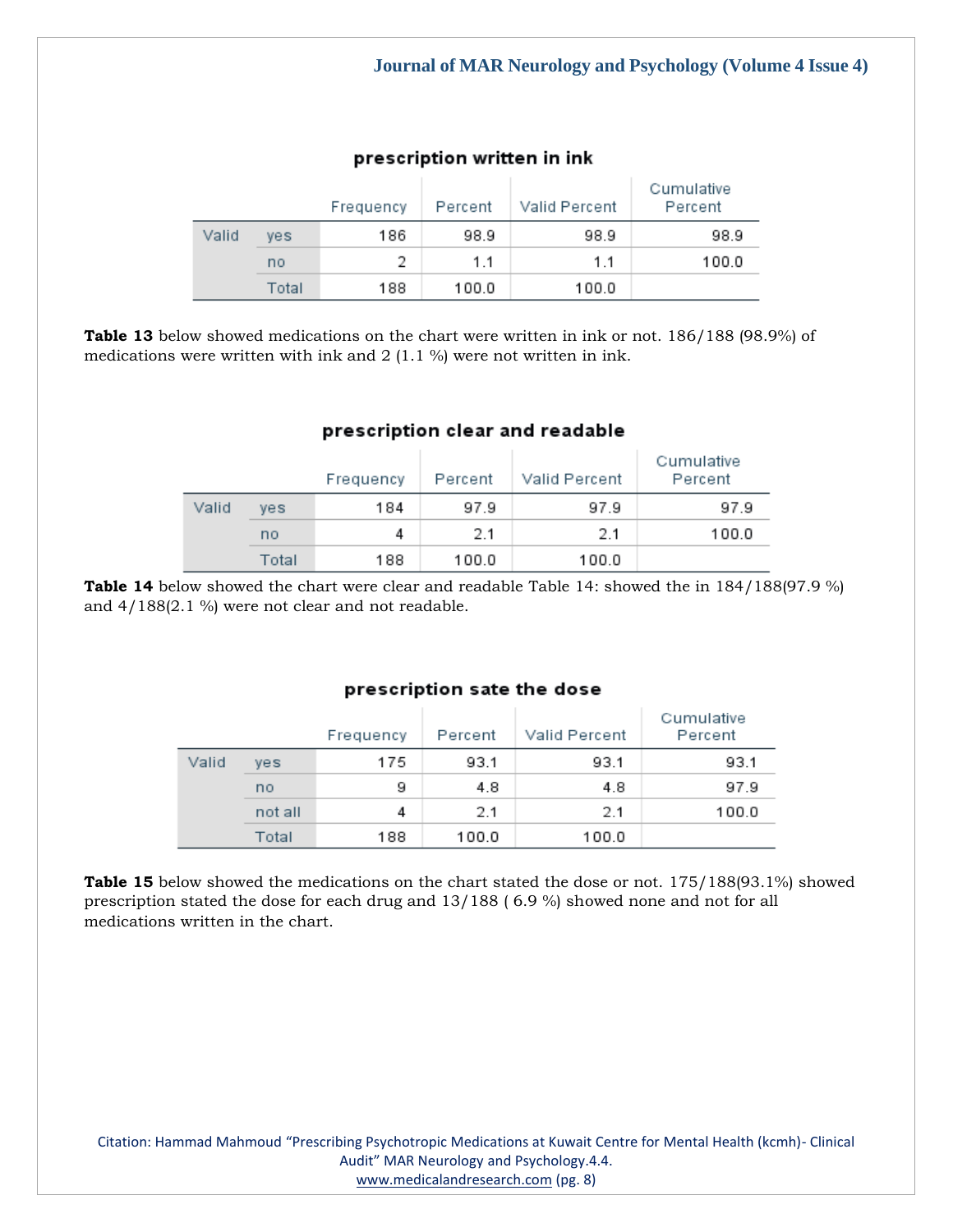**prescription written in ink**

| | | Frequency | Percent | Valid Percent | Cumulative Percent |
|---|---|---|---|---|---|
| Valid | yes | 186 | 98.9 | 98.9 | 98.9 |
| | no | 2 | 1.1 | 1.1 | 100.0 |
| | Total | 188 | 100.0 | 100.0 | |

**Table 13** below showed medications on the chart were written in ink or not. 186/188 (98.9%) of medications were written with ink and 2 (1.1 %) were not written in ink.

**prescription clear and readable**

| | | Frequency | Percent | Valid Percent | Cumulative Percent |
|---|---|---|---|---|---|
| Valid | yes | 184 | 97.9 | 97.9 | 97.9 |
| | no | 4 | 2.1 | 2.1 | 100.0 |
| | Total | 188 | 100.0 | 100.0 | |

**Table 14** below showed the chart were clear and readable Table 14: showed the in 184/188(97.9 %) and 4/188(2.1 %) were not clear and not readable.

**prescription sate the dose**

| | | Frequency | Percent | Valid Percent | Cumulative Percent |
|---|---|---|---|---|---|
| Valid | yes | 175 | 93.1 | 93.1 | 93.1 |
| | no | 9 | 4.8 | 4.8 | 97.9 |
| | not all | 4 | 2.1 | 2.1 | 100.0 |
| | Total | 188 | 100.0 | 100.0 | |

**Table 15** below showed the medications on the chart stated the dose or not. 175/188(93.1%) showed prescription stated the dose for each drug and 13/188 ( 6.9 %) showed none and not for all medications written in the chart.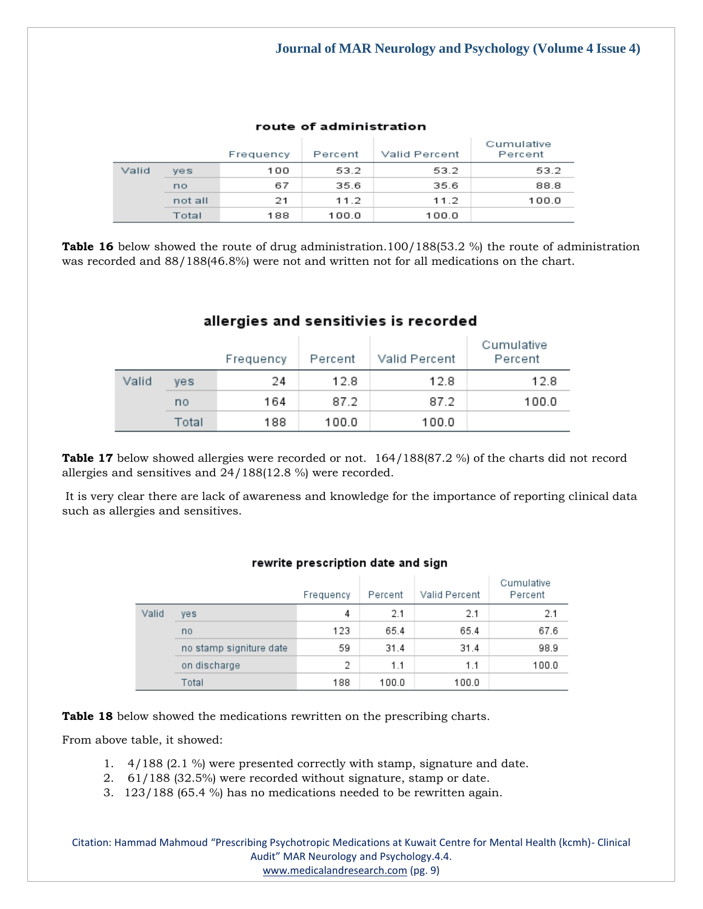**route of administration**

| | | Frequency | Percent | Valid Percent | Cumulative Percent |
|---|---|---|---|---|---|
| Valid | yes | 100 | 53.2 | 53.2 | 53.2 |
| | no | 67 | 35.6 | 35.6 | 88.8 |
| | not all | 21 | 11.2 | 11.2 | 100.0 |
| | Total | 188 | 100.0 | 100.0 | |

**Table 16** below showed the route of drug administration.100/188(53.2 %) the route of administration was recorded and 88/188(46.8%) were not and written not for all medications on the chart.

**allergies and sensitivies is recorded**

| | | Frequency | Percent | Valid Percent | Cumulative Percent |
|---|---|---|---|---|---|
| Valid | yes | 24 | 12.8 | 12.8 | 12.8 |
| | no | 164 | 87.2 | 87.2 | 100.0 |
| | Total | 188 | 100.0 | 100.0 | |

**Table 17** below showed allergies were recorded or not. 164/188(87.2 %) of the charts did not record allergies and sensitives and 24/188(12.8 %) were recorded.

It is very clear there are lack of awareness and knowledge for the importance of reporting clinical data such as allergies and sensitives.

**rewrite prescription date and sign**

| | | Frequency | Percent | Valid Percent | Cumulative Percent |
|---|---|---|---|---|---|
| Valid | yes | 4 | 2.1 | 2.1 | 2.1 |
| | no | 123 | 65.4 | 65.4 | 67.6 |
| | no stamp signiture date | 59 | 31.4 | 31.4 | 98.9 |
| | on discharge | 2 | 1.1 | 1.1 | 100.0 |
| | Total | 188 | 100.0 | 100.0 | |

**Table 18** below showed the medications rewritten on the prescribing charts.

From above table, it showed:

1. 4/188 (2.1 %) were presented correctly with stamp, signature and date.
2. 61/188 (32.5%) were recorded without signature, stamp or date.
3. 123/188 (65.4 %) has no medications needed to be rewritten again.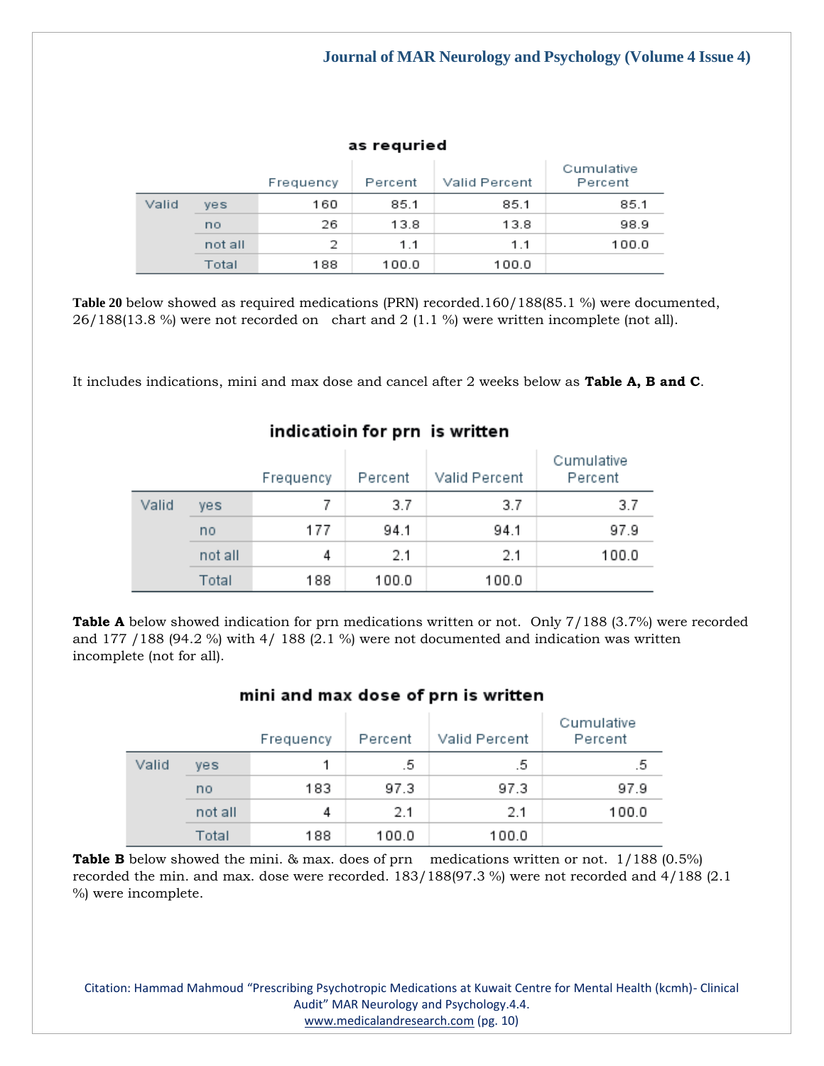**as requried**

| | | Frequency | Percent | Valid Percent | Cumulative Percent |
|---|---|---|---|---|---|
| Valid | yes | 160 | 85.1 | 85.1 | 85.1 |
| | no | 26 | 13.8 | 13.8 | 98.9 |
| | not all | 2 | 1.1 | 1.1 | 100.0 |
| | Total | 188 | 100.0 | 100.0 | |

**Table 20** below showed as required medications (PRN) recorded.160/188(85.1 %) were documented, 26/188(13.8 %) were not recorded on chart and 2 (1.1 %) were written incomplete (not all).

It includes indications, mini and max dose and cancel after 2 weeks below as **Table A, B and C**.

**indicatioin for prn is written**

| | | Frequency | Percent | Valid Percent | Cumulative Percent |
|---|---|---|---|---|---|
| Valid | yes | 7 | 3.7 | 3.7 | 3.7 |
| | no | 177 | 94.1 | 94.1 | 97.9 |
| | not all | 4 | 2.1 | 2.1 | 100.0 |
| | Total | 188 | 100.0 | 100.0 | |

**Table A** below showed indication for prn medications written or not. Only 7/188 (3.7%) were recorded and 177 /188 (94.2 %) with 4/ 188 (2.1 %) were not documented and indication was written incomplete (not for all).

**mini and max dose of prn is written**

| | | Frequency | Percent | Valid Percent | Cumulative Percent |
|---|---|---|---|---|---|
| Valid | yes | 1 | .5 | .5 | .5 |
| | no | 183 | 97.3 | 97.3 | 97.9 |
| | not all | 4 | 2.1 | 2.1 | 100.0 |
| | Total | 188 | 100.0 | 100.0 | |

**Table B** below showed the mini. & max. does of prn medications written or not. 1/188 (0.5%) recorded the min. and max. dose were recorded. 183/188(97.3 %) were not recorded and 4/188 (2.1 %) were incomplete.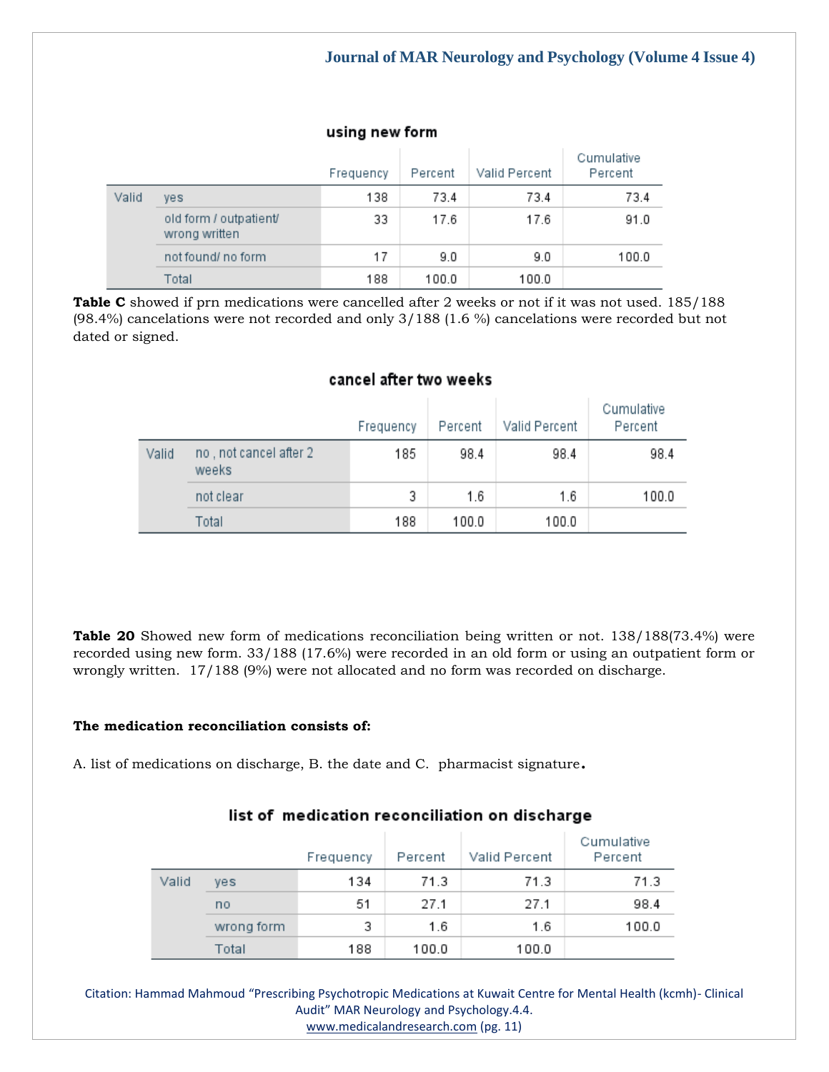**using new form**

| | | Frequency | Percent | Valid Percent | Cumulative Percent |
|---|---|---|---|---|---|
| Valid | yes | 138 | 73.4 | 73.4 | 73.4 |
| | old form / outpatient/ wrong written | 33 | 17.6 | 17.6 | 91.0 |
| | not found/ no form | 17 | 9.0 | 9.0 | 100.0 |
| | Total | 188 | 100.0 | 100.0 | |

**Table C** showed if prn medications were cancelled after 2 weeks or not if it was not used. 185/188 (98.4%) cancelations were not recorded and only 3/188 (1.6 %) cancelations were recorded but not dated or signed.

**cancel after two weeks**

| | | Frequency | Percent | Valid Percent | Cumulative Percent |
|---|---|---|---|---|---|
| Valid | no , not cancel after 2 weeks | 185 | 98.4 | 98.4 | 98.4 |
| | not clear | 3 | 1.6 | 1.6 | 100.0 |
| | Total | 188 | 100.0 | 100.0 | |

**Table 20** Showed new form of medications reconciliation being written or not. 138/188(73.4%) were recorded using new form. 33/188 (17.6%) were recorded in an old form or using an outpatient form or wrongly written. 17/188 (9%) were not allocated and no form was recorded on discharge.

**The medication reconciliation consists of:**

A. list of medications on discharge, B. the date and C. pharmacist signature**.**

**list of medication reconciliation on discharge**

| | | Frequency | Percent | Valid Percent | Cumulative Percent |
|---|---|---|---|---|---|
| Valid | yes | 134 | 71.3 | 71.3 | 71.3 |
| | no | 51 | 27.1 | 27.1 | 98.4 |
| | wrong form | 3 | 1.6 | 1.6 | 100.0 |
| | Total | 188 | 100.0 | 100.0 | |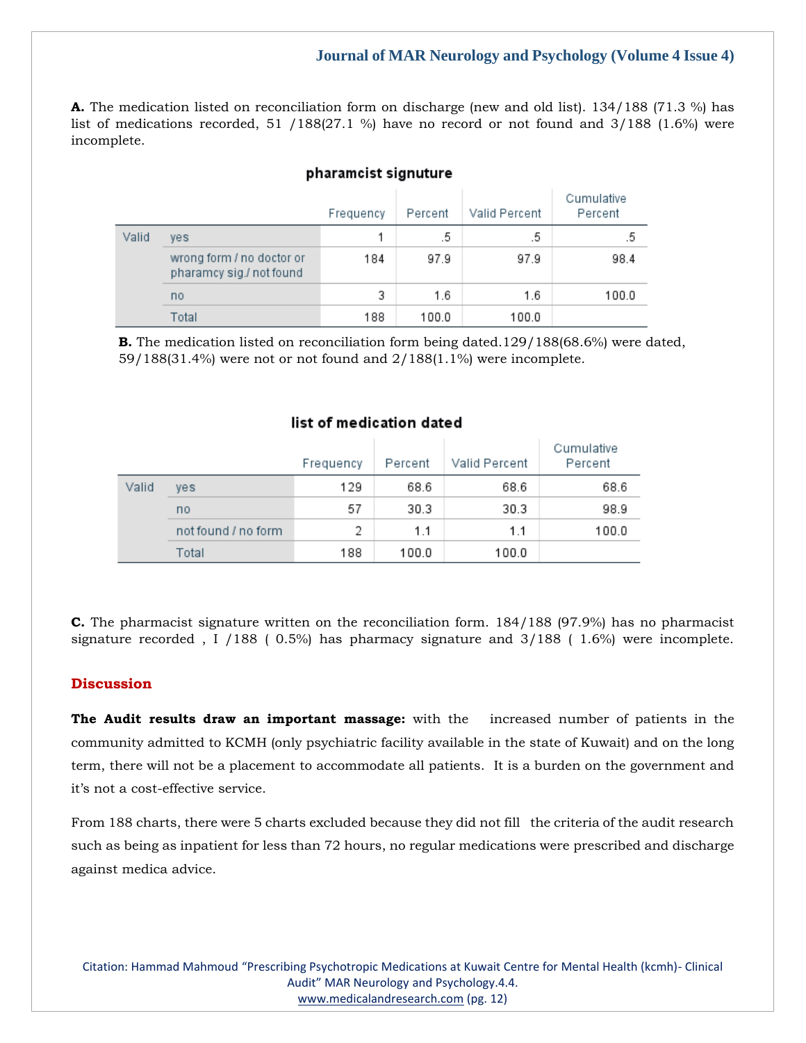**A.** The medication listed on reconciliation form on discharge (new and old list). 134/188 (71.3 %) has list of medications recorded, 51 /188(27.1 %) have no record or not found and 3/188 (1.6%) were incomplete.

**pharamcist signuture**

| | | Frequency | Percent | Valid Percent | Cumulative Percent |
|---|---|---|---|---|---|
| Valid | yes | 1 | .5 | .5 | .5 |
| | wrong form / no doctor or pharamcy sig./ not found | 184 | 97.9 | 97.9 | 98.4 |
| | no | 3 | 1.6 | 1.6 | 100.0 |
| | Total | 188 | 100.0 | 100.0 | |

**B.** The medication listed on reconciliation form being dated.129/188(68.6%) were dated, 59/188(31.4%) were not or not found and 2/188(1.1%) were incomplete.

**list of medication dated**

| | | Frequency | Percent | Valid Percent | Cumulative Percent |
|---|---|---|---|---|---|
| Valid | yes | 129 | 68.6 | 68.6 | 68.6 |
| | no | 57 | 30.3 | 30.3 | 98.9 |
| | not found / no form | 2 | 1.1 | 1.1 | 100.0 |
| | Total | 188 | 100.0 | 100.0 | |

**C.** The pharmacist signature written on the reconciliation form. 184/188 (97.9%) has no pharmacist signature recorded , I /188 ( 0.5%) has pharmacy signature and 3/188 ( 1.6%) were incomplete.

## Discussion

**The Audit results draw an important massage:** with the increased number of patients in the community admitted to KCMH (only psychiatric facility available in the state of Kuwait) and on the long term, there will not be a placement to accommodate all patients. It is a burden on the government and it's not a cost-effective service.

From 188 charts, there were 5 charts excluded because they did not fill the criteria of the audit research such as being as inpatient for less than 72 hours, no regular medications were prescribed and discharge against medica advice.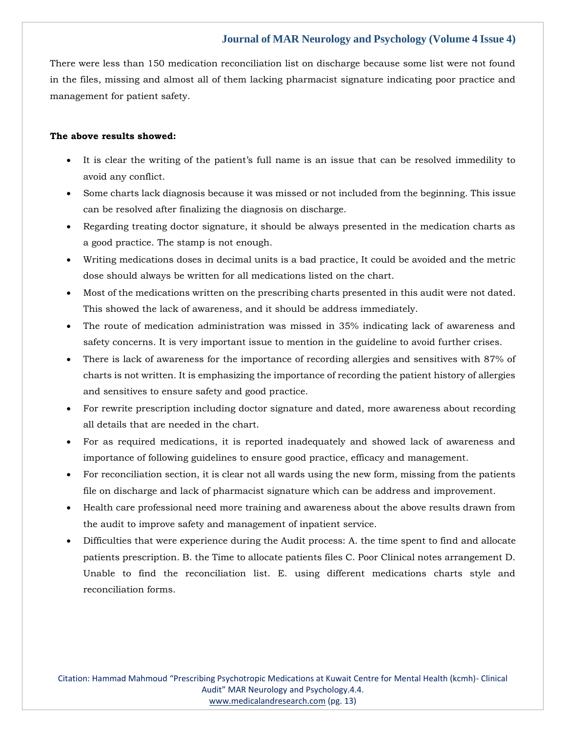There were less than 150 medication reconciliation list on discharge because some list were not found in the files, missing and almost all of them lacking pharmacist signature indicating poor practice and management for patient safety.

**The above results showed:**

- It is clear the writing of the patient's full name is an issue that can be resolved immedility to avoid any conflict.
- Some charts lack diagnosis because it was missed or not included from the beginning. This issue can be resolved after finalizing the diagnosis on discharge.
- Regarding treating doctor signature, it should be always presented in the medication charts as a good practice. The stamp is not enough.
- Writing medications doses in decimal units is a bad practice, It could be avoided and the metric dose should always be written for all medications listed on the chart.
- Most of the medications written on the prescribing charts presented in this audit were not dated. This showed the lack of awareness, and it should be address immediately.
- The route of medication administration was missed in 35% indicating lack of awareness and safety concerns. It is very important issue to mention in the guideline to avoid further crises.
- There is lack of awareness for the importance of recording allergies and sensitives with 87% of charts is not written. It is emphasizing the importance of recording the patient history of allergies and sensitives to ensure safety and good practice.
- For rewrite prescription including doctor signature and dated, more awareness about recording all details that are needed in the chart.
- For as required medications, it is reported inadequately and showed lack of awareness and importance of following guidelines to ensure good practice, efficacy and management.
- For reconciliation section, it is clear not all wards using the new form, missing from the patients file on discharge and lack of pharmacist signature which can be address and improvement.
- Health care professional need more training and awareness about the above results drawn from the audit to improve safety and management of inpatient service.
- Difficulties that were experience during the Audit process: A. the time spent to find and allocate patients prescription. B. the Time to allocate patients files C. Poor Clinical notes arrangement D. Unable to find the reconciliation list. E. using different medications charts style and reconciliation forms.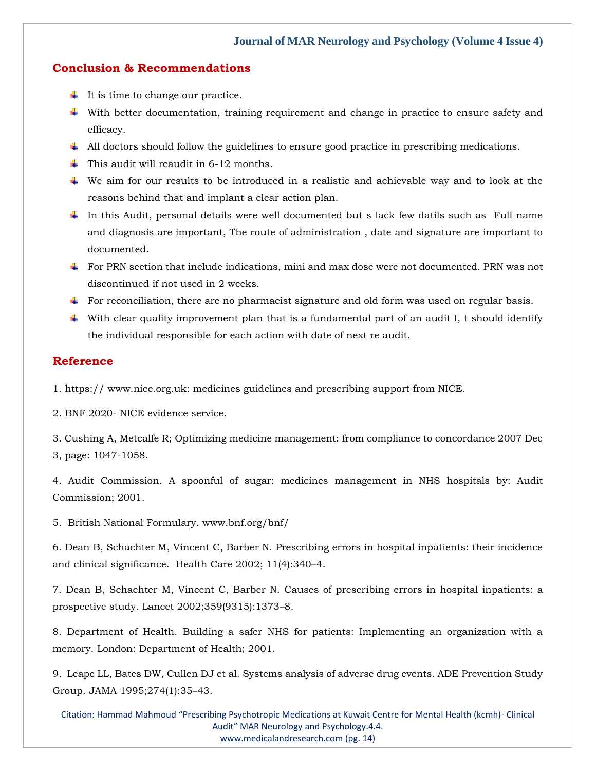## Conclusion & Recommendations

- It is time to change our practice.
- With better documentation, training requirement and change in practice to ensure safety and efficacy.
- All doctors should follow the guidelines to ensure good practice in prescribing medications.
- This audit will reaudit in 6-12 months.
- We aim for our results to be introduced in a realistic and achievable way and to look at the reasons behind that and implant a clear action plan.
- In this Audit, personal details were well documented but s lack few datils such as Full name and diagnosis are important, The route of administration , date and signature are important to documented.
- For PRN section that include indications, mini and max dose were not documented. PRN was not discontinued if not used in 2 weeks.
- For reconciliation, there are no pharmacist signature and old form was used on regular basis.
- With clear quality improvement plan that is a fundamental part of an audit I, t should identify the individual responsible for each action with date of next re audit.

## Reference

1. https:// www.nice.org.uk: medicines guidelines and prescribing support from NICE.

2. BNF 2020- NICE evidence service.

3. Cushing A, Metcalfe R; Optimizing medicine management: from compliance to concordance 2007 Dec 3, page: 1047-1058.

4. Audit Commission. A spoonful of sugar: medicines management in NHS hospitals by: Audit Commission; 2001.

5. British National Formulary. www.bnf.org/bnf/

6. Dean B, Schachter M, Vincent C, Barber N. Prescribing errors in hospital inpatients: their incidence and clinical significance. Health Care 2002; 11(4):340–4.

7. Dean B, Schachter M, Vincent C, Barber N. Causes of prescribing errors in hospital inpatients: a prospective study. Lancet 2002;359(9315):1373–8.

8. Department of Health. Building a safer NHS for patients: Implementing an organization with a memory. London: Department of Health; 2001.

9. Leape LL, Bates DW, Cullen DJ et al. Systems analysis of adverse drug events. ADE Prevention Study Group. JAMA 1995;274(1):35–43.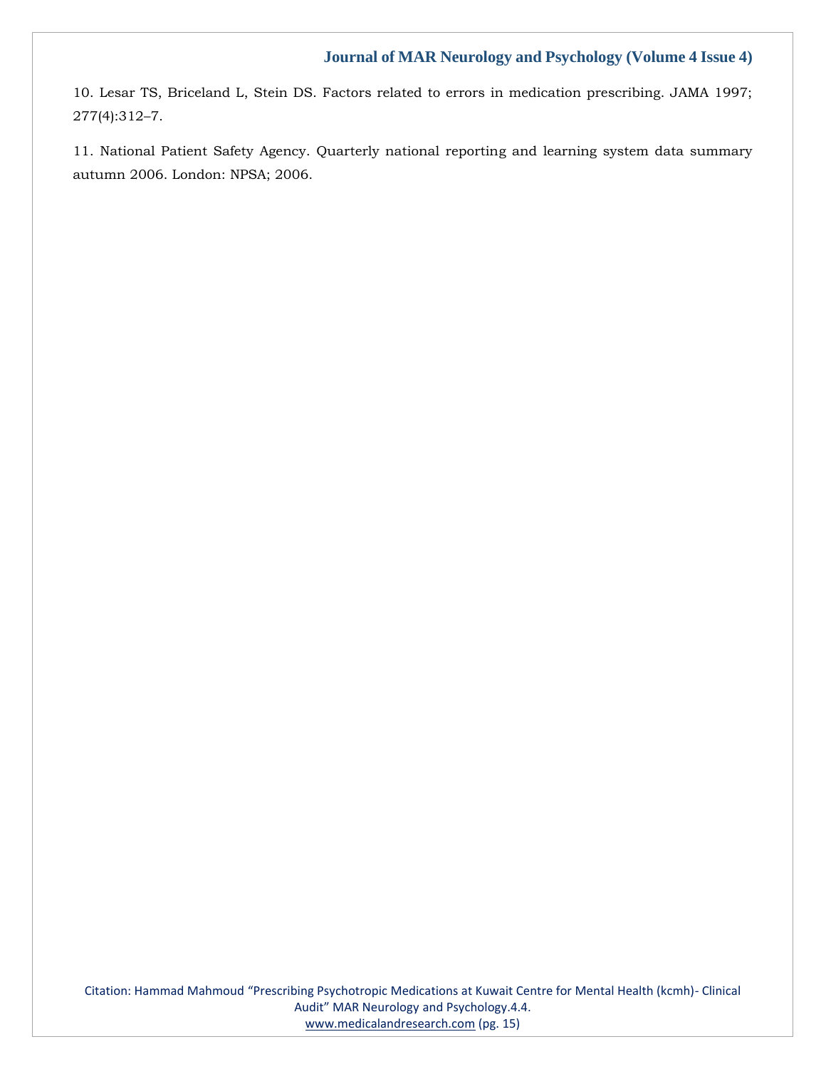10. Lesar TS, Briceland L, Stein DS. Factors related to errors in medication prescribing. JAMA 1997; 277(4):312–7.

11. National Patient Safety Agency. Quarterly national reporting and learning system data summary autumn 2006. London: NPSA; 2006.